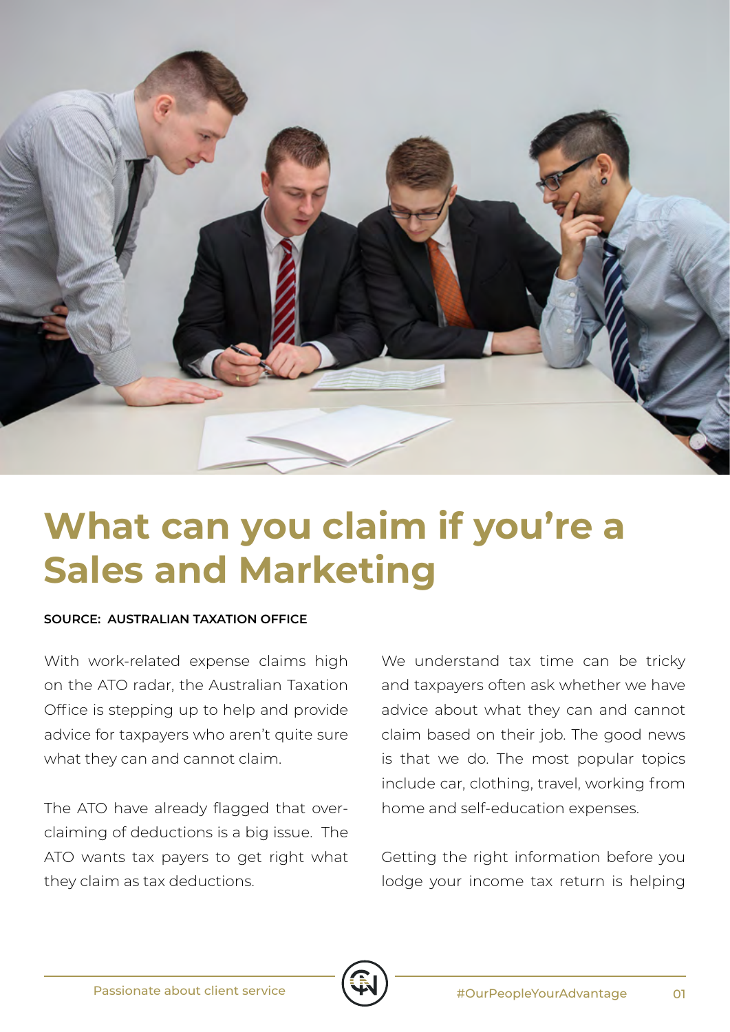# What can you claim if you're a Sales and Marketing

**SOURCE: AUSTRALIAN TAXATION OFFICE**

With work-related expense claims high on the ATO radar, the Australian Taxation Office is stepping up to help and provide advice for taxpayers who aren't quite sure what they can and cannot claim.

The ATO have already flagged that over-claiming of deductions is a big issue. The ATO wants tax payers to get right what they claim as tax deductions.

We understand tax time can be tricky and taxpayers often ask whether we have advice about what they can and cannot claim based on their job. The good news is that we do. The most popular topics include car, clothing, travel, working from home and self-education expenses.

Getting the right information before you lodge your income tax return is helping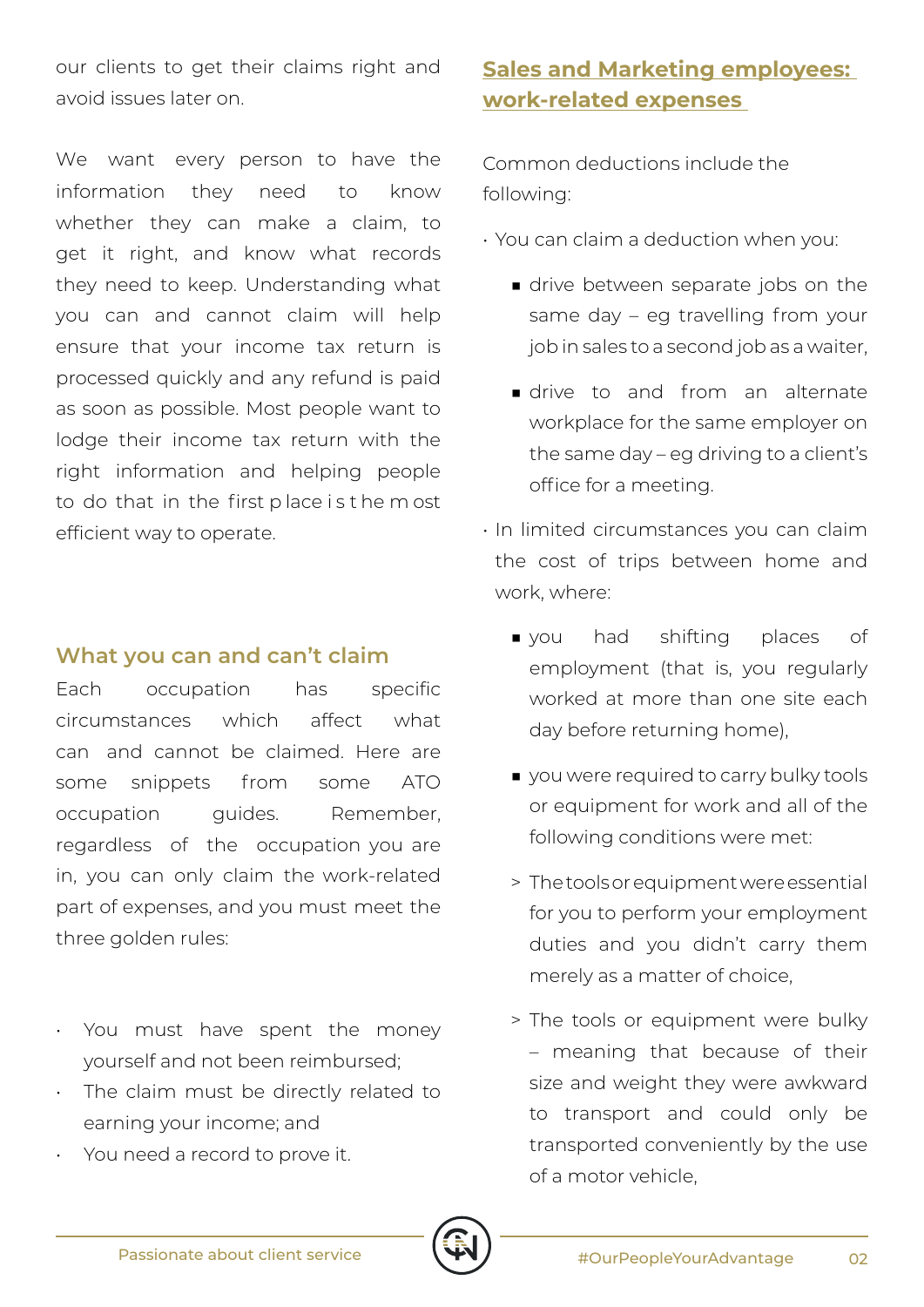our clients to get their claims right and avoid issues later on.

We want every person to have the information they need to know whether they can make a claim, to get it right, and know what records they need to keep. Understanding what you can and cannot claim will help ensure that your income tax return is processed quickly and any refund is paid as soon as possible. Most people want to lodge their income tax return with the right information and helping people to do that in the first place is the most efficient way to operate.

## What you can and can't claim

Each occupation has specific circumstances which affect what can and cannot be claimed. Here are some snippets from some ATO occupation guides. Remember, regardless of the occupation you are in, you can only claim the work-related part of expenses, and you must meet the three golden rules:

- You must have spent the money yourself and not been reimbursed;
- The claim must be directly related to earning your income; and
- You need a record to prove it.

## Sales and Marketing employees: work-related expenses

Common deductions include the following:

- You can claim a deduction when you:
  - drive between separate jobs on the same day – eg travelling from your job in sales to a second job as a waiter,
  - drive to and from an alternate workplace for the same employer on the same day – eg driving to a client's office for a meeting.
- In limited circumstances you can claim the cost of trips between home and work, where:
  - you had shifting places of employment (that is, you regularly worked at more than one site each day before returning home),
  - you were required to carry bulky tools or equipment for work and all of the following conditions were met:
    - > The tools or equipment were essential for you to perform your employment duties and you didn't carry them merely as a matter of choice,
    - > The tools or equipment were bulky – meaning that because of their size and weight they were awkward to transport and could only be transported conveniently by the use of a motor vehicle,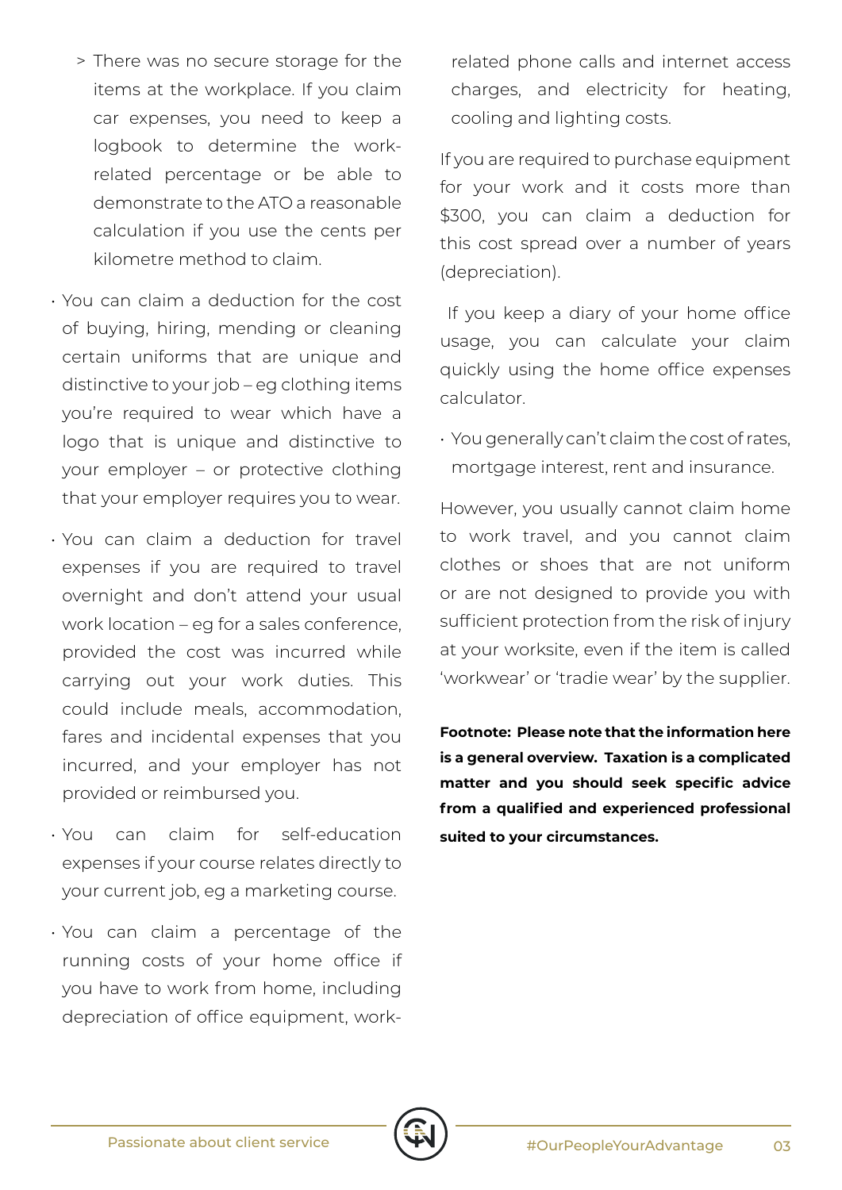> There was no secure storage for the items at the workplace. If you claim car expenses, you need to keep a logbook to determine the work-related percentage or be able to demonstrate to the ATO a reasonable calculation if you use the cents per kilometre method to claim.

- You can claim a deduction for the cost of buying, hiring, mending or cleaning certain uniforms that are unique and distinctive to your job – eg clothing items you're required to wear which have a logo that is unique and distinctive to your employer – or protective clothing that your employer requires you to wear.
- You can claim a deduction for travel expenses if you are required to travel overnight and don't attend your usual work location – eg for a sales conference, provided the cost was incurred while carrying out your work duties. This could include meals, accommodation, fares and incidental expenses that you incurred, and your employer has not provided or reimbursed you.
- You can claim for self-education expenses if your course relates directly to your current job, eg a marketing course.
- You can claim a percentage of the running costs of your home office if you have to work from home, including depreciation of office equipment, work-related phone calls and internet access charges, and electricity for heating, cooling and lighting costs.

If you are required to purchase equipment for your work and it costs more than $300, you can claim a deduction for this cost spread over a number of years (depreciation).

If you keep a diary of your home office usage, you can calculate your claim quickly using the home office expenses calculator.

- You generally can't claim the cost of rates, mortgage interest, rent and insurance.

However, you usually cannot claim home to work travel, and you cannot claim clothes or shoes that are not uniform or are not designed to provide you with sufficient protection from the risk of injury at your worksite, even if the item is called 'workwear' or 'tradie wear' by the supplier.

**Footnote: Please note that the information here is a general overview. Taxation is a complicated matter and you should seek specific advice from a qualified and experienced professional suited to your circumstances.**